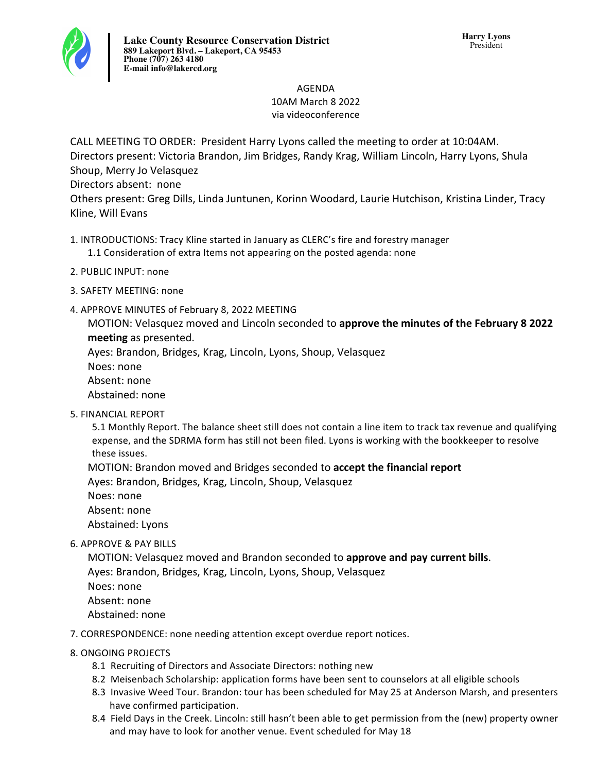**Lake County Resource Conservation District**
**889 Lakeport Blvd. – Lakeport, CA 95453**
**Phone (707) 263 4180**
**E-mail info@lakercd.org**

**Harry Lyons**
President

AGENDA
10AM March 8 2022
via videoconference

CALL MEETING TO ORDER: President Harry Lyons called the meeting to order at 10:04AM.
Directors present: Victoria Brandon, Jim Bridges, Randy Krag, William Lincoln, Harry Lyons, Shula Shoup, Merry Jo Velasquez
Directors absent: none
Others present: Greg Dills, Linda Juntunen, Korinn Woodard, Laurie Hutchison, Kristina Linder, Tracy Kline, Will Evans

1. INTRODUCTIONS: Tracy Kline started in January as CLERC's fire and forestry manager
   1.1 Consideration of extra Items not appearing on the posted agenda: none
2. PUBLIC INPUT: none
3. SAFETY MEETING: none
4. APPROVE MINUTES of February 8, 2022 MEETING
   MOTION: Velasquez moved and Lincoln seconded to **approve the minutes of the February 8 2022 meeting** as presented.
   Ayes: Brandon, Bridges, Krag, Lincoln, Lyons, Shoup, Velasquez
   Noes: none
   Absent: none
   Abstained: none
5. FINANCIAL REPORT
   5.1 Monthly Report. The balance sheet still does not contain a line item to track tax revenue and qualifying expense, and the SDRMA form has still not been filed. Lyons is working with the bookkeeper to resolve these issues.
   MOTION: Brandon moved and Bridges seconded to **accept the financial report**
   Ayes: Brandon, Bridges, Krag, Lincoln, Shoup, Velasquez
   Noes: none
   Absent: none
   Abstained: Lyons
6. APPROVE & PAY BILLS
   MOTION: Velasquez moved and Brandon seconded to **approve and pay current bills**.
   Ayes: Brandon, Bridges, Krag, Lincoln, Lyons, Shoup, Velasquez
   Noes: none
   Absent: none
   Abstained: none
7. CORRESPONDENCE: none needing attention except overdue report notices.
8. ONGOING PROJECTS
   8.1 Recruiting of Directors and Associate Directors: nothing new
   8.2 Meisenbach Scholarship: application forms have been sent to counselors at all eligible schools
   8.3 Invasive Weed Tour. Brandon: tour has been scheduled for May 25 at Anderson Marsh, and presenters have confirmed participation.
   8.4 Field Days in the Creek. Lincoln: still hasn't been able to get permission from the (new) property owner and may have to look for another venue. Event scheduled for May 18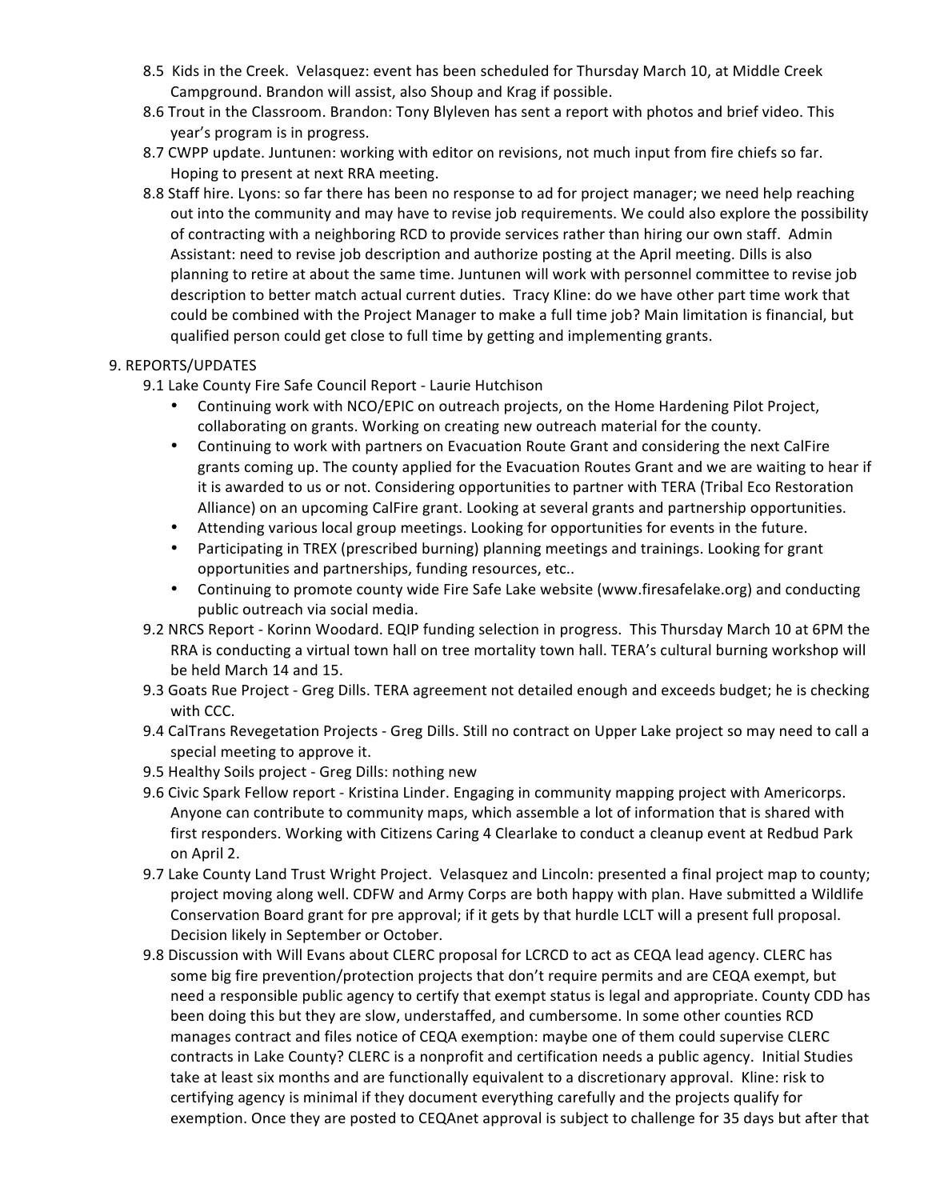8.5 Kids in the Creek. Velasquez: event has been scheduled for Thursday March 10, at Middle Creek Campground. Brandon will assist, also Shoup and Krag if possible.

8.6 Trout in the Classroom. Brandon: Tony Blyleven has sent a report with photos and brief video. This year's program is in progress.

8.7 CWPP update. Juntunen: working with editor on revisions, not much input from fire chiefs so far. Hoping to present at next RRA meeting.

8.8 Staff hire. Lyons: so far there has been no response to ad for project manager; we need help reaching out into the community and may have to revise job requirements. We could also explore the possibility of contracting with a neighboring RCD to provide services rather than hiring our own staff. Admin Assistant: need to revise job description and authorize posting at the April meeting. Dills is also planning to retire at about the same time. Juntunen will work with personnel committee to revise job description to better match actual current duties. Tracy Kline: do we have other part time work that could be combined with the Project Manager to make a full time job? Main limitation is financial, but qualified person could get close to full time by getting and implementing grants.

9. REPORTS/UPDATES

9.1 Lake County Fire Safe Council Report - Laurie Hutchison

- Continuing work with NCO/EPIC on outreach projects, on the Home Hardening Pilot Project, collaborating on grants. Working on creating new outreach material for the county.
- Continuing to work with partners on Evacuation Route Grant and considering the next CalFire grants coming up. The county applied for the Evacuation Routes Grant and we are waiting to hear if it is awarded to us or not. Considering opportunities to partner with TERA (Tribal Eco Restoration Alliance) on an upcoming CalFire grant. Looking at several grants and partnership opportunities.
- Attending various local group meetings. Looking for opportunities for events in the future.
- Participating in TREX (prescribed burning) planning meetings and trainings. Looking for grant opportunities and partnerships, funding resources, etc..
- Continuing to promote county wide Fire Safe Lake website (www.firesafelake.org) and conducting public outreach via social media.

9.2 NRCS Report - Korinn Woodard. EQIP funding selection in progress. This Thursday March 10 at 6PM the RRA is conducting a virtual town hall on tree mortality town hall. TERA's cultural burning workshop will be held March 14 and 15.

9.3 Goats Rue Project - Greg Dills. TERA agreement not detailed enough and exceeds budget; he is checking with CCC.

9.4 CalTrans Revegetation Projects - Greg Dills. Still no contract on Upper Lake project so may need to call a special meeting to approve it.

9.5 Healthy Soils project - Greg Dills: nothing new

9.6 Civic Spark Fellow report - Kristina Linder. Engaging in community mapping project with Americorps. Anyone can contribute to community maps, which assemble a lot of information that is shared with first responders. Working with Citizens Caring 4 Clearlake to conduct a cleanup event at Redbud Park on April 2.

9.7 Lake County Land Trust Wright Project. Velasquez and Lincoln: presented a final project map to county; project moving along well. CDFW and Army Corps are both happy with plan. Have submitted a Wildlife Conservation Board grant for pre approval; if it gets by that hurdle LCLT will a present full proposal. Decision likely in September or October.

9.8 Discussion with Will Evans about CLERC proposal for LCRCD to act as CEQA lead agency. CLERC has some big fire prevention/protection projects that don't require permits and are CEQA exempt, but need a responsible public agency to certify that exempt status is legal and appropriate. County CDD has been doing this but they are slow, understaffed, and cumbersome. In some other counties RCD manages contract and files notice of CEQA exemption: maybe one of them could supervise CLERC contracts in Lake County? CLERC is a nonprofit and certification needs a public agency. Initial Studies take at least six months and are functionally equivalent to a discretionary approval. Kline: risk to certifying agency is minimal if they document everything carefully and the projects qualify for exemption. Once they are posted to CEQAnet approval is subject to challenge for 35 days but after that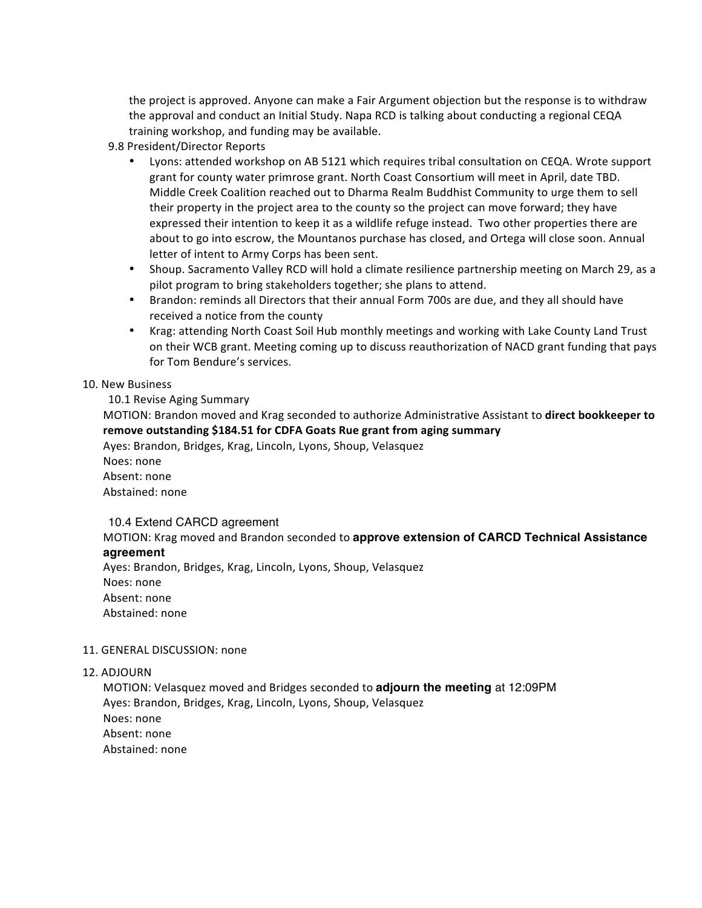the project is approved. Anyone can make a Fair Argument objection but the response is to withdraw the approval and conduct an Initial Study. Napa RCD is talking about conducting a regional CEQA training workshop, and funding may be available.

9.8 President/Director Reports

- Lyons: attended workshop on AB 5121 which requires tribal consultation on CEQA. Wrote support grant for county water primrose grant. North Coast Consortium will meet in April, date TBD. Middle Creek Coalition reached out to Dharma Realm Buddhist Community to urge them to sell their property in the project area to the county so the project can move forward; they have expressed their intention to keep it as a wildlife refuge instead. Two other properties there are about to go into escrow, the Mountanos purchase has closed, and Ortega will close soon. Annual letter of intent to Army Corps has been sent.
- Shoup. Sacramento Valley RCD will hold a climate resilience partnership meeting on March 29, as a pilot program to bring stakeholders together; she plans to attend.
- Brandon: reminds all Directors that their annual Form 700s are due, and they all should have received a notice from the county
- Krag: attending North Coast Soil Hub monthly meetings and working with Lake County Land Trust on their WCB grant. Meeting coming up to discuss reauthorization of NACD grant funding that pays for Tom Bendure's services.

10. New Business

10.1 Revise Aging Summary

MOTION: Brandon moved and Krag seconded to authorize Administrative Assistant to **direct bookkeeper to remove outstanding $184.51 for CDFA Goats Rue grant from aging summary**

Ayes: Brandon, Bridges, Krag, Lincoln, Lyons, Shoup, Velasquez
Noes: none
Absent: none
Abstained: none

10.4 Extend CARCD agreement

MOTION: Krag moved and Brandon seconded to **approve extension of CARCD Technical Assistance agreement**

Ayes: Brandon, Bridges, Krag, Lincoln, Lyons, Shoup, Velasquez
Noes: none
Absent: none
Abstained: none

11. GENERAL DISCUSSION: none

12. ADJOURN

MOTION: Velasquez moved and Bridges seconded to **adjourn the meeting** at 12:09PM

Ayes: Brandon, Bridges, Krag, Lincoln, Lyons, Shoup, Velasquez
Noes: none
Absent: none
Abstained: none